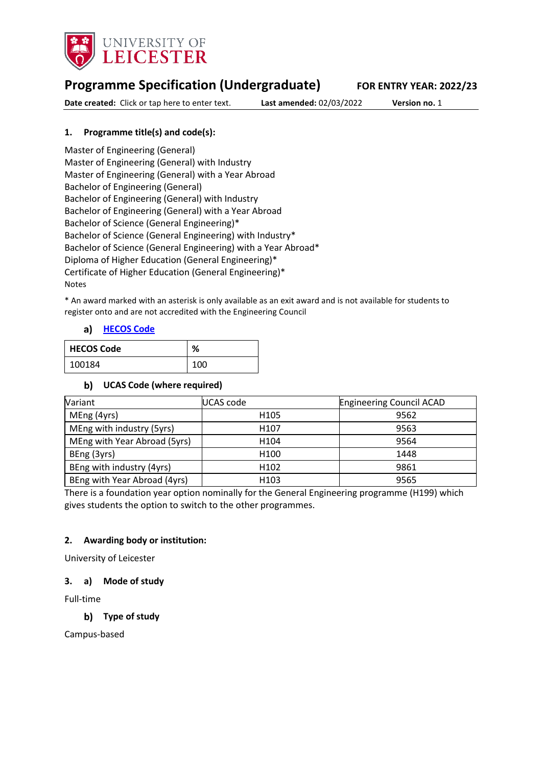UNIVERSITY OF LEICESTER

# Programme Specification (Undergraduate)

**FOR ENTRY YEAR: 2022/23**

**Date created:** Click or tap here to enter text. **Last amended:** 02/03/2022 **Version no.** 1

## 1. Programme title(s) and code(s):

Master of Engineering (General)
Master of Engineering (General) with Industry
Master of Engineering (General) with a Year Abroad
Bachelor of Engineering (General)
Bachelor of Engineering (General) with Industry
Bachelor of Engineering (General) with a Year Abroad
Bachelor of Science (General Engineering)*
Bachelor of Science (General Engineering) with Industry*
Bachelor of Science (General Engineering) with a Year Abroad*
Diploma of Higher Education (General Engineering)*
Certificate of Higher Education (General Engineering)*
Notes

* An award marked with an asterisk is only available as an exit award and is not available for students to register onto and are not accredited with the Engineering Council

### a) HECOS Code

| HECOS Code | % |
|---|---|
| 100184 | 100 |

### b) UCAS Code (where required)

| Variant | UCAS code | Engineering Council ACAD |
|---|---|---|
| MEng (4yrs) | H105 | 9562 |
| MEng with industry (5yrs) | H107 | 9563 |
| MEng with Year Abroad (5yrs) | H104 | 9564 |
| BEng (3yrs) | H100 | 1448 |
| BEng with industry (4yrs) | H102 | 9861 |
| BEng with Year Abroad (4yrs) | H103 | 9565 |

There is a foundation year option nominally for the General Engineering programme (H199) which gives students the option to switch to the other programmes.

## 2. Awarding body or institution:

University of Leicester

## 3. a) Mode of study

Full-time

### b) Type of study

Campus-based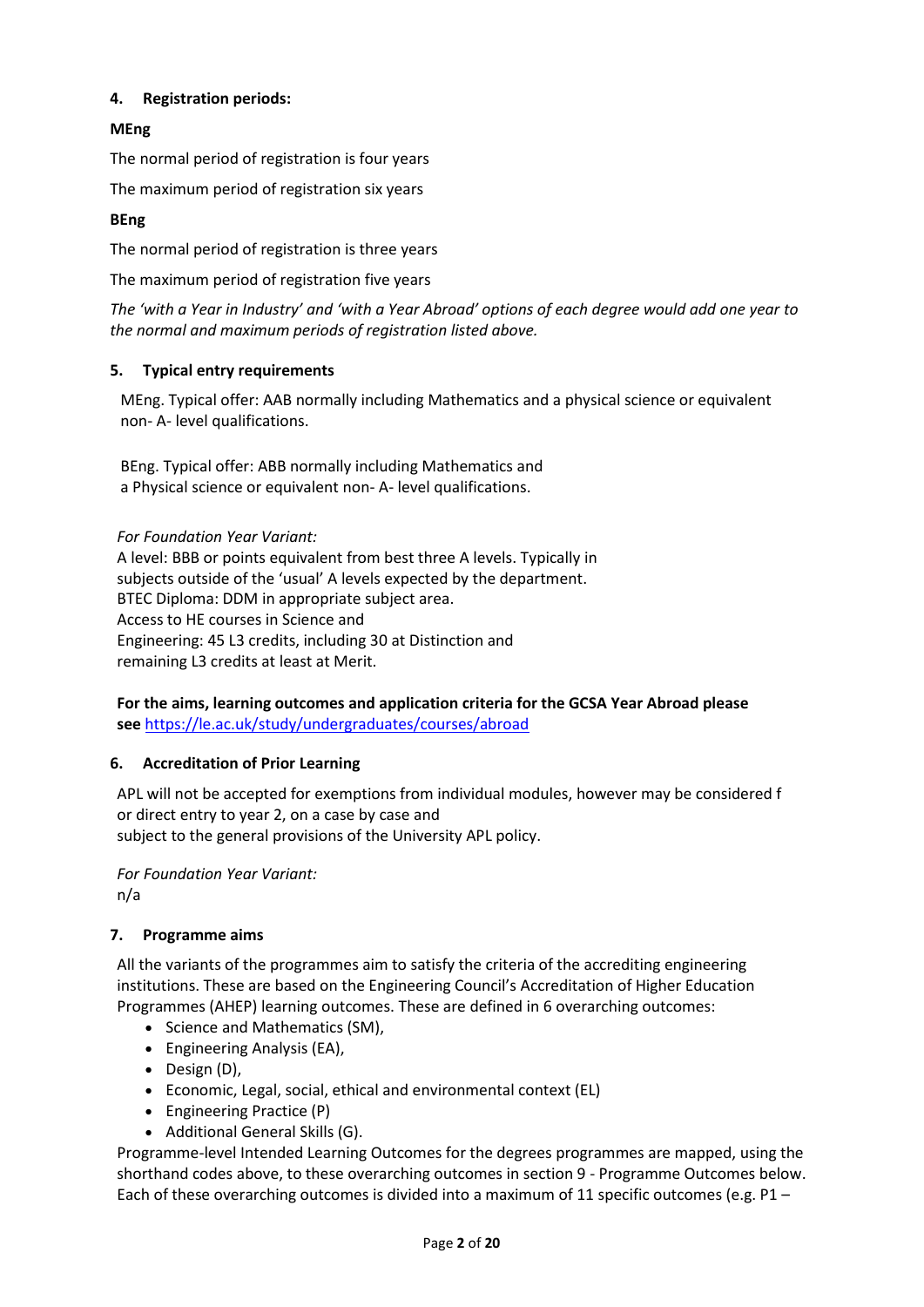### 4. Registration periods:

**MEng**

The normal period of registration is four years

The maximum period of registration six years

**BEng**

The normal period of registration is three years

The maximum period of registration five years

*The 'with a Year in Industry' and 'with a Year Abroad' options of each degree would add one year to the normal and maximum periods of registration listed above.*

### 5. Typical entry requirements

MEng. Typical offer: AAB normally including Mathematics and a physical science or equivalent non- A- level qualifications.

BEng. Typical offer: ABB normally including Mathematics and a Physical science or equivalent non- A- level qualifications.

*For Foundation Year Variant:*
A level: BBB or points equivalent from best three A levels. Typically in subjects outside of the 'usual' A levels expected by the department.
BTEC Diploma: DDM in appropriate subject area.
Access to HE courses in Science and Engineering: 45 L3 credits, including 30 at Distinction and remaining L3 credits at least at Merit.

**For the aims, learning outcomes and application criteria for the GCSA Year Abroad please see** [https://le.ac.uk/study/undergraduates/courses/abroad](https://le.ac.uk/study/undergraduates/courses/abroad)

### 6. Accreditation of Prior Learning

APL will not be accepted for exemptions from individual modules, however may be considered f or direct entry to year 2, on a case by case and subject to the general provisions of the University APL policy.

*For Foundation Year Variant:*
n/a

### 7. Programme aims

All the variants of the programmes aim to satisfy the criteria of the accrediting engineering institutions. These are based on the Engineering Council's Accreditation of Higher Education Programmes (AHEP) learning outcomes. These are defined in 6 overarching outcomes:

- Science and Mathematics (SM),
- Engineering Analysis (EA),
- Design (D),
- Economic, Legal, social, ethical and environmental context (EL)
- Engineering Practice (P)
- Additional General Skills (G).

Programme-level Intended Learning Outcomes for the degrees programmes are mapped, using the shorthand codes above, to these overarching outcomes in section 9 - Programme Outcomes below. Each of these overarching outcomes is divided into a maximum of 11 specific outcomes (e.g. P1 –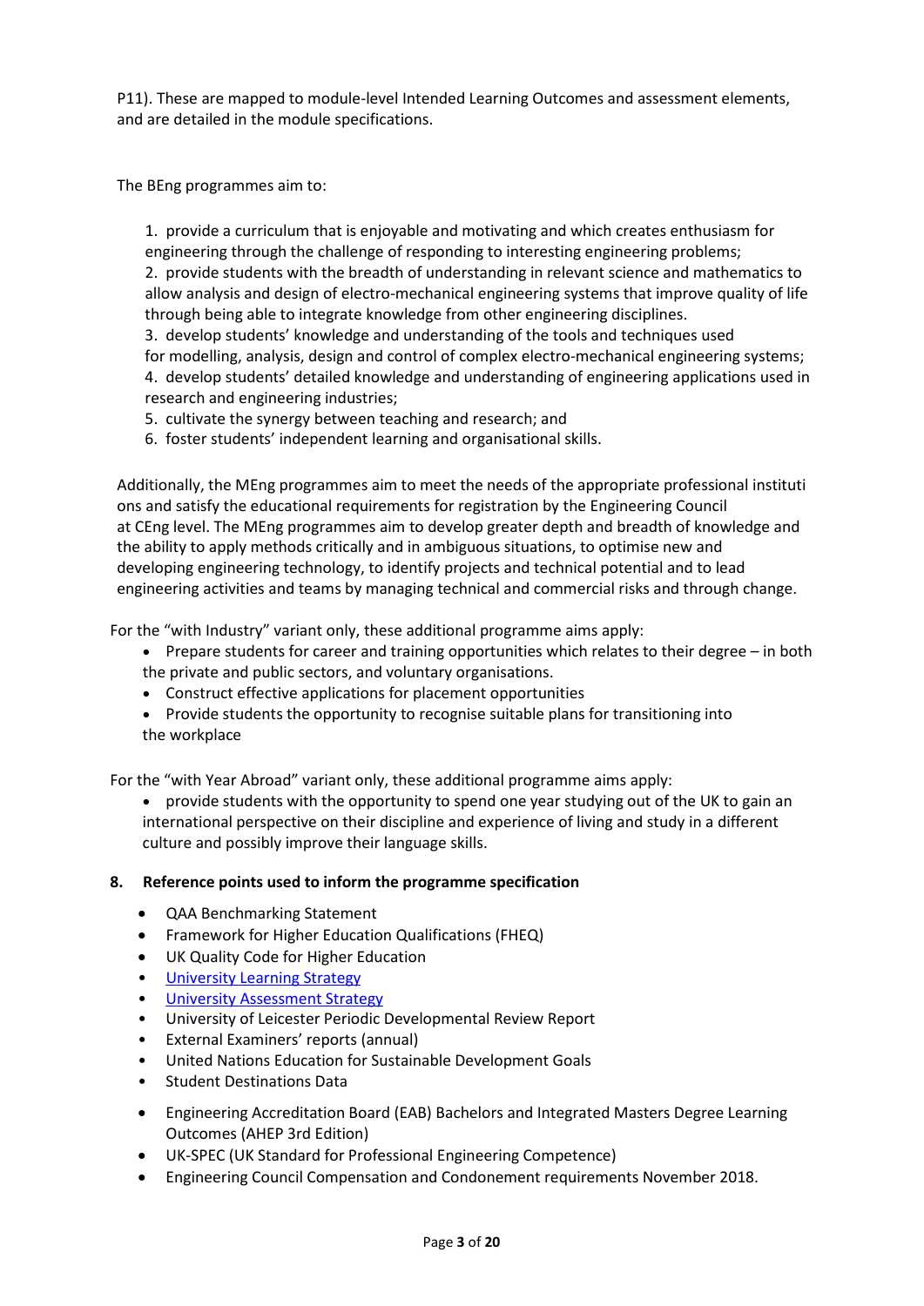P11). These are mapped to module-level Intended Learning Outcomes and assessment elements, and are detailed in the module specifications.

The BEng programmes aim to:

1. provide a curriculum that is enjoyable and motivating and which creates enthusiasm for engineering through the challenge of responding to interesting engineering problems;
2. provide students with the breadth of understanding in relevant science and mathematics to allow analysis and design of electro-mechanical engineering systems that improve quality of life through being able to integrate knowledge from other engineering disciplines.
3. develop students' knowledge and understanding of the tools and techniques used for modelling, analysis, design and control of complex electro-mechanical engineering systems;
4. develop students' detailed knowledge and understanding of engineering applications used in research and engineering industries;
5. cultivate the synergy between teaching and research; and
6. foster students' independent learning and organisational skills.

Additionally, the MEng programmes aim to meet the needs of the appropriate professional institutions and satisfy the educational requirements for registration by the Engineering Council at CEng level. The MEng programmes aim to develop greater depth and breadth of knowledge and the ability to apply methods critically and in ambiguous situations, to optimise new and developing engineering technology, to identify projects and technical potential and to lead engineering activities and teams by managing technical and commercial risks and through change.

For the "with Industry" variant only, these additional programme aims apply:

- Prepare students for career and training opportunities which relates to their degree – in both the private and public sectors, and voluntary organisations.
- Construct effective applications for placement opportunities
- Provide students the opportunity to recognise suitable plans for transitioning into the workplace

For the "with Year Abroad" variant only, these additional programme aims apply:

- provide students with the opportunity to spend one year studying out of the UK to gain an international perspective on their discipline and experience of living and study in a different culture and possibly improve their language skills.

## 8. Reference points used to inform the programme specification

- QAA Benchmarking Statement
- Framework for Higher Education Qualifications (FHEQ)
- UK Quality Code for Higher Education
- University Learning Strategy
- University Assessment Strategy
- University of Leicester Periodic Developmental Review Report
- External Examiners' reports (annual)
- United Nations Education for Sustainable Development Goals
- Student Destinations Data
- Engineering Accreditation Board (EAB) Bachelors and Integrated Masters Degree Learning Outcomes (AHEP 3rd Edition)
- UK-SPEC (UK Standard for Professional Engineering Competence)
- Engineering Council Compensation and Condonement requirements November 2018.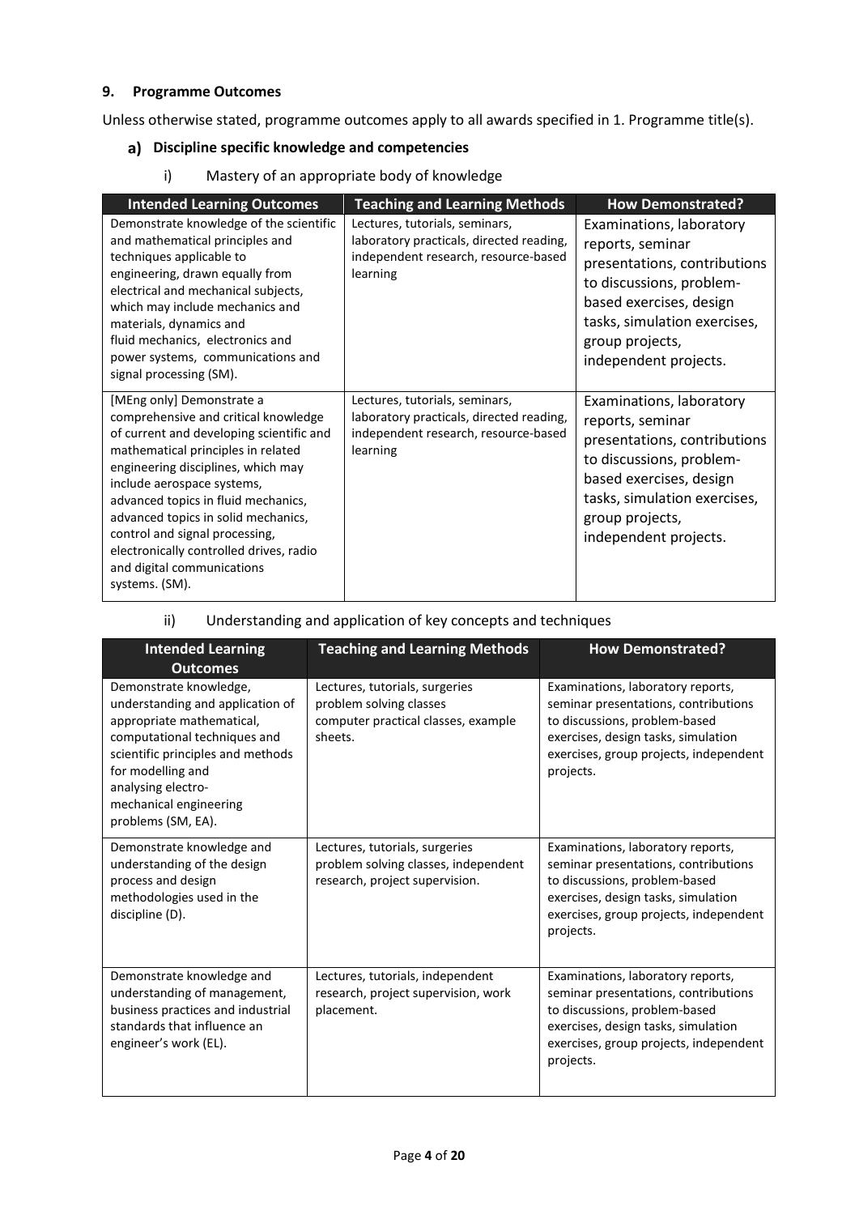### 9. Programme Outcomes

Unless otherwise stated, programme outcomes apply to all awards specified in 1. Programme title(s).

#### a) Discipline specific knowledge and competencies

i) Mastery of an appropriate body of knowledge

| Intended Learning Outcomes | Teaching and Learning Methods | How Demonstrated? |
|---|---|---|
| Demonstrate knowledge of the scientific and mathematical principles and techniques applicable to engineering, drawn equally from electrical and mechanical subjects, which may include mechanics and materials, dynamics and fluid mechanics, electronics and power systems, communications and signal processing (SM). | Lectures, tutorials, seminars, laboratory practicals, directed reading, independent research, resource-based learning | Examinations, laboratory reports, seminar presentations, contributions to discussions, problem-based exercises, design tasks, simulation exercises, group projects, independent projects. |
| [MEng only] Demonstrate a comprehensive and critical knowledge of current and developing scientific and mathematical principles in related engineering disciplines, which may include aerospace systems, advanced topics in fluid mechanics, advanced topics in solid mechanics, control and signal processing, electronically controlled drives, radio and digital communications systems. (SM). | Lectures, tutorials, seminars, laboratory practicals, directed reading, independent research, resource-based learning | Examinations, laboratory reports, seminar presentations, contributions to discussions, problem-based exercises, design tasks, simulation exercises, group projects, independent projects. |

ii) Understanding and application of key concepts and techniques

| Intended Learning Outcomes | Teaching and Learning Methods | How Demonstrated? |
|---|---|---|
| Demonstrate knowledge, understanding and application of appropriate mathematical, computational techniques and scientific principles and methods for modelling and analysing electro-mechanical engineering problems (SM, EA). | Lectures, tutorials, surgeries problem solving classes computer practical classes, example sheets. | Examinations, laboratory reports, seminar presentations, contributions to discussions, problem-based exercises, design tasks, simulation exercises, group projects, independent projects. |
| Demonstrate knowledge and understanding of the design process and design methodologies used in the discipline (D). | Lectures, tutorials, surgeries problem solving classes, independent research, project supervision. | Examinations, laboratory reports, seminar presentations, contributions to discussions, problem-based exercises, design tasks, simulation exercises, group projects, independent projects. |
| Demonstrate knowledge and understanding of management, business practices and industrial standards that influence an engineer's work (EL). | Lectures, tutorials, independent research, project supervision, work placement. | Examinations, laboratory reports, seminar presentations, contributions to discussions, problem-based exercises, design tasks, simulation exercises, group projects, independent projects. |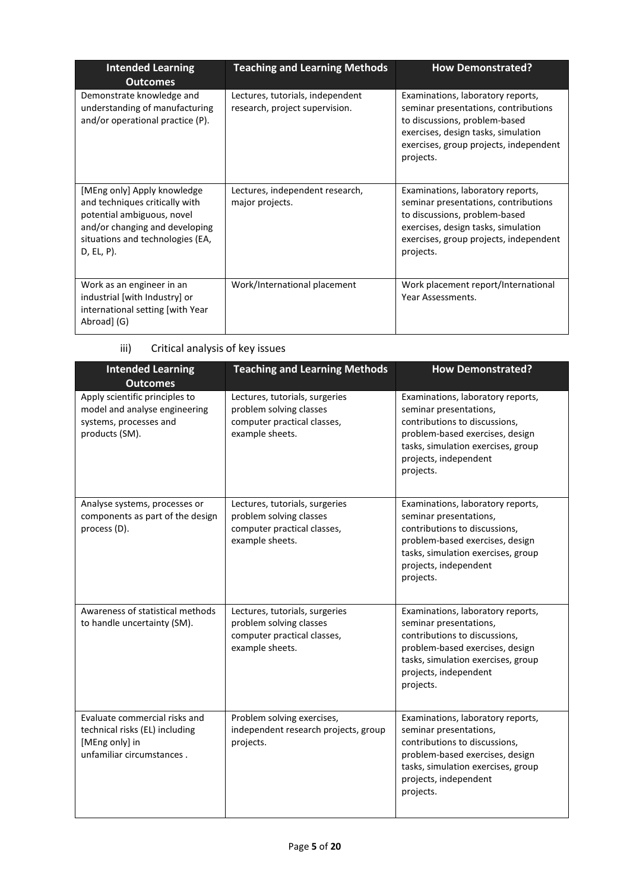| Intended Learning Outcomes | Teaching and Learning Methods | How Demonstrated? |
|---|---|---|
| Demonstrate knowledge and understanding of manufacturing and/or operational practice (P). | Lectures, tutorials, independent research, project supervision. | Examinations, laboratory reports, seminar presentations, contributions to discussions, problem-based exercises, design tasks, simulation exercises, group projects, independent projects. |
| [MEng only] Apply knowledge and techniques critically with potential ambiguous, novel and/or changing and developing situations and technologies (EA, D, EL, P). | Lectures, independent research, major projects. | Examinations, laboratory reports, seminar presentations, contributions to discussions, problem-based exercises, design tasks, simulation exercises, group projects, independent projects. |
| Work as an engineer in an industrial [with Industry] or international setting [with Year Abroad] (G) | Work/International placement | Work placement report/International Year Assessments. |

iii) Critical analysis of key issues

| Intended Learning Outcomes | Teaching and Learning Methods | How Demonstrated? |
|---|---|---|
| Apply scientific principles to model and analyse engineering systems, processes and products (SM). | Lectures, tutorials, surgeries problem solving classes computer practical classes, example sheets. | Examinations, laboratory reports, seminar presentations, contributions to discussions, problem-based exercises, design tasks, simulation exercises, group projects, independent projects. |
| Analyse systems, processes or components as part of the design process (D). | Lectures, tutorials, surgeries problem solving classes computer practical classes, example sheets. | Examinations, laboratory reports, seminar presentations, contributions to discussions, problem-based exercises, design tasks, simulation exercises, group projects, independent projects. |
| Awareness of statistical methods to handle uncertainty (SM). | Lectures, tutorials, surgeries problem solving classes computer practical classes, example sheets. | Examinations, laboratory reports, seminar presentations, contributions to discussions, problem-based exercises, design tasks, simulation exercises, group projects, independent projects. |
| Evaluate commercial risks and technical risks (EL) including [MEng only] in unfamiliar circumstances . | Problem solving exercises, independent research projects, group projects. | Examinations, laboratory reports, seminar presentations, contributions to discussions, problem-based exercises, design tasks, simulation exercises, group projects, independent projects. |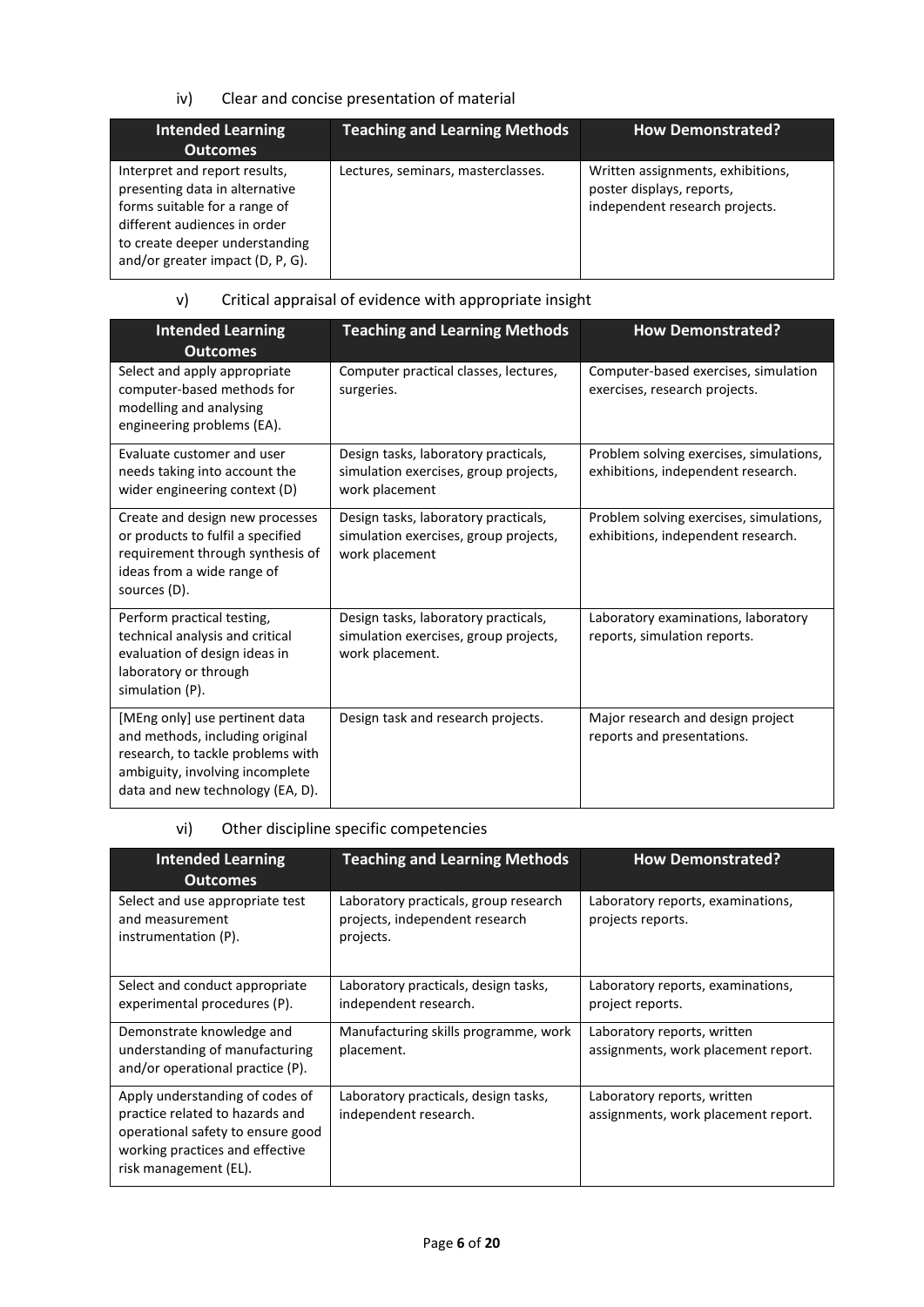iv) Clear and concise presentation of material

| Intended Learning Outcomes | Teaching and Learning Methods | How Demonstrated? |
|---|---|---|
| Interpret and report results, presenting data in alternative forms suitable for a range of different audiences in order to create deeper understanding and/or greater impact (D, P, G). | Lectures, seminars, masterclasses. | Written assignments, exhibitions, poster displays, reports, independent research projects. |

v) Critical appraisal of evidence with appropriate insight

| Intended Learning Outcomes | Teaching and Learning Methods | How Demonstrated? |
|---|---|---|
| Select and apply appropriate computer-based methods for modelling and analysing engineering problems (EA). | Computer practical classes, lectures, surgeries. | Computer-based exercises, simulation exercises, research projects. |
| Evaluate customer and user needs taking into account the wider engineering context (D) | Design tasks, laboratory practicals, simulation exercises, group projects, work placement | Problem solving exercises, simulations, exhibitions, independent research. |
| Create and design new processes or products to fulfil a specified requirement through synthesis of ideas from a wide range of sources (D). | Design tasks, laboratory practicals, simulation exercises, group projects, work placement | Problem solving exercises, simulations, exhibitions, independent research. |
| Perform practical testing, technical analysis and critical evaluation of design ideas in laboratory or through simulation (P). | Design tasks, laboratory practicals, simulation exercises, group projects, work placement. | Laboratory examinations, laboratory reports, simulation reports. |
| [MEng only] use pertinent data and methods, including original research, to tackle problems with ambiguity, involving incomplete data and new technology (EA, D). | Design task and research projects. | Major research and design project reports and presentations. |

vi) Other discipline specific competencies

| Intended Learning Outcomes | Teaching and Learning Methods | How Demonstrated? |
|---|---|---|
| Select and use appropriate test and measurement instrumentation (P). | Laboratory practicals, group research projects, independent research projects. | Laboratory reports, examinations, projects reports. |
| Select and conduct appropriate experimental procedures (P). | Laboratory practicals, design tasks, independent research. | Laboratory reports, examinations, project reports. |
| Demonstrate knowledge and understanding of manufacturing and/or operational practice (P). | Manufacturing skills programme, work placement. | Laboratory reports, written assignments, work placement report. |
| Apply understanding of codes of practice related to hazards and operational safety to ensure good working practices and effective risk management (EL). | Laboratory practicals, design tasks, independent research. | Laboratory reports, written assignments, work placement report. |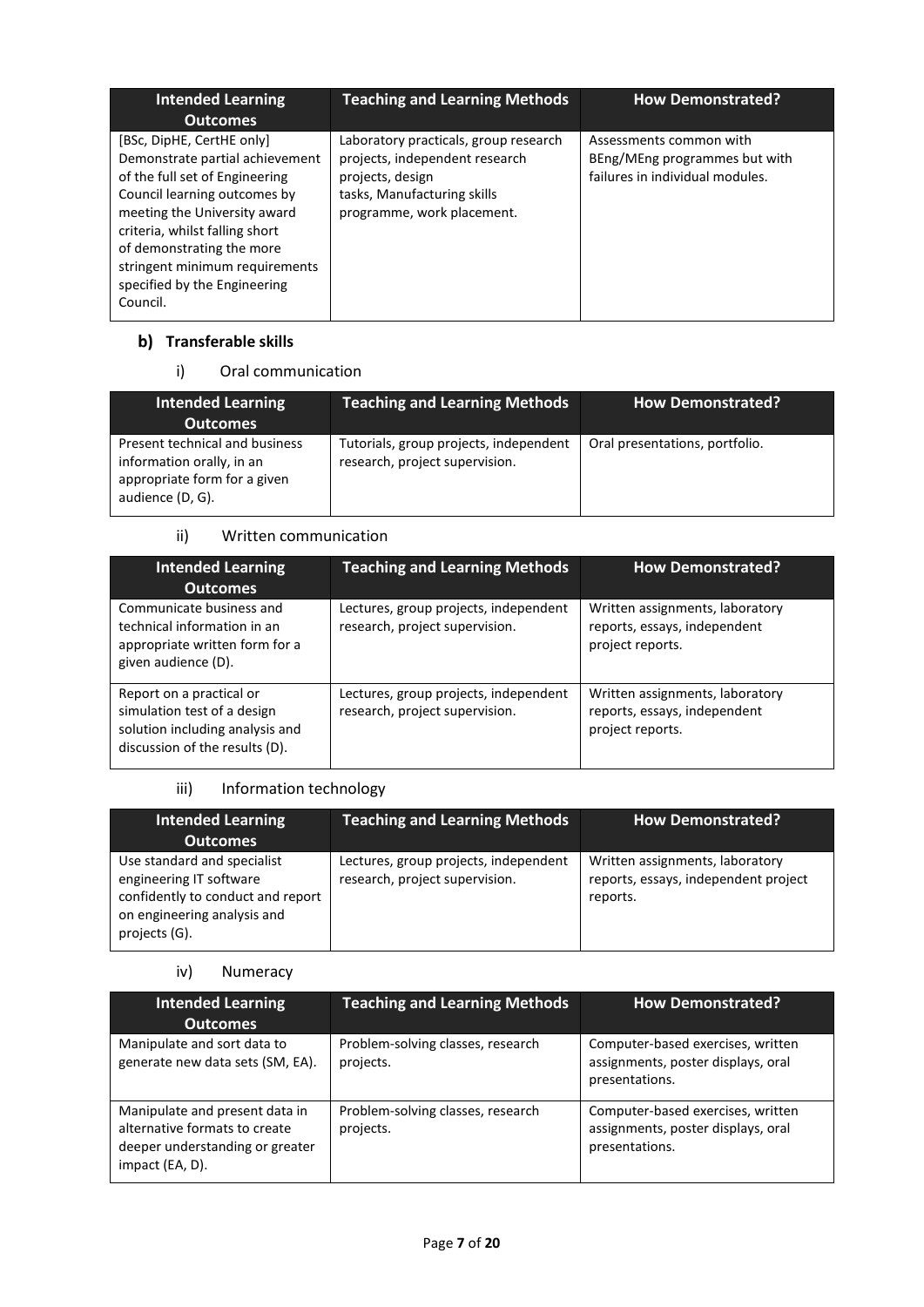| Intended Learning Outcomes | Teaching and Learning Methods | How Demonstrated? |
|---|---|---|
| [BSc, DipHE, CertHE only] Demonstrate partial achievement of the full set of Engineering Council learning outcomes by meeting the University award criteria, whilst falling short of demonstrating the more stringent minimum requirements specified by the Engineering Council. | Laboratory practicals, group research projects, independent research projects, design tasks, Manufacturing skills programme, work placement. | Assessments common with BEng/MEng programmes but with failures in individual modules. |

### b) Transferable skills

#### i) Oral communication

| Intended Learning Outcomes | Teaching and Learning Methods | How Demonstrated? |
|---|---|---|
| Present technical and business information orally, in an appropriate form for a given audience (D, G). | Tutorials, group projects, independent research, project supervision. | Oral presentations, portfolio. |

#### ii) Written communication

| Intended Learning Outcomes | Teaching and Learning Methods | How Demonstrated? |
|---|---|---|
| Communicate business and technical information in an appropriate written form for a given audience (D). | Lectures, group projects, independent research, project supervision. | Written assignments, laboratory reports, essays, independent project reports. |
| Report on a practical or simulation test of a design solution including analysis and discussion of the results (D). | Lectures, group projects, independent research, project supervision. | Written assignments, laboratory reports, essays, independent project reports. |

#### iii) Information technology

| Intended Learning Outcomes | Teaching and Learning Methods | How Demonstrated? |
|---|---|---|
| Use standard and specialist engineering IT software confidently to conduct and report on engineering analysis and projects (G). | Lectures, group projects, independent research, project supervision. | Written assignments, laboratory reports, essays, independent project reports. |

#### iv) Numeracy

| Intended Learning Outcomes | Teaching and Learning Methods | How Demonstrated? |
|---|---|---|
| Manipulate and sort data to generate new data sets (SM, EA). | Problem-solving classes, research projects. | Computer-based exercises, written assignments, poster displays, oral presentations. |
| Manipulate and present data in alternative formats to create deeper understanding or greater impact (EA, D). | Problem-solving classes, research projects. | Computer-based exercises, written assignments, poster displays, oral presentations. |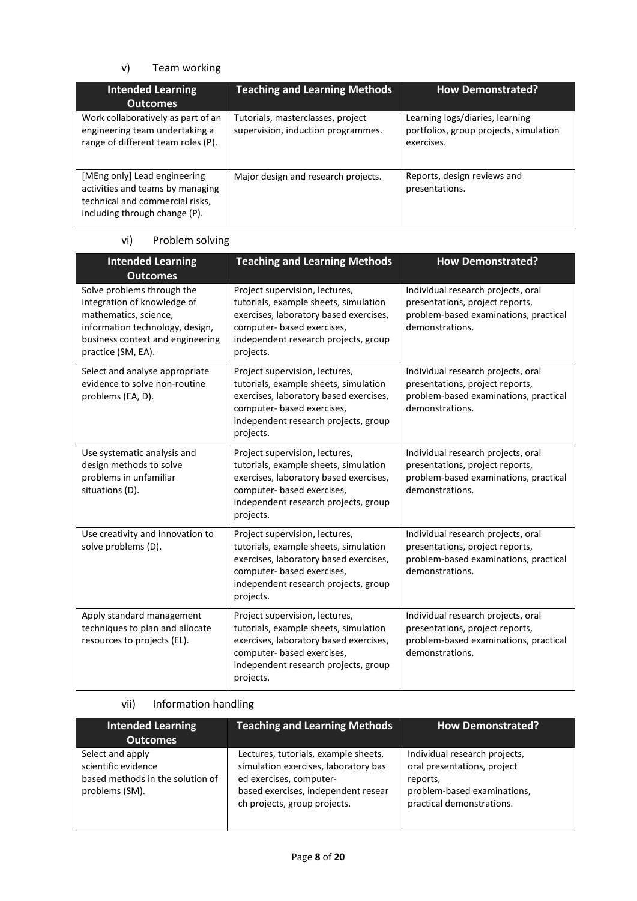v) Team working

| Intended Learning Outcomes | Teaching and Learning Methods | How Demonstrated? |
|---|---|---|
| Work collaboratively as part of an engineering team undertaking a range of different team roles (P). | Tutorials, masterclasses, project supervision, induction programmes. | Learning logs/diaries, learning portfolios, group projects, simulation exercises. |
| [MEng only] Lead engineering activities and teams by managing technical and commercial risks, including through change (P). | Major design and research projects. | Reports, design reviews and presentations. |

vi) Problem solving

| Intended Learning Outcomes | Teaching and Learning Methods | How Demonstrated? |
|---|---|---|
| Solve problems through the integration of knowledge of mathematics, science, information technology, design, business context and engineering practice (SM, EA). | Project supervision, lectures, tutorials, example sheets, simulation exercises, laboratory based exercises, computer- based exercises, independent research projects, group projects. | Individual research projects, oral presentations, project reports, problem-based examinations, practical demonstrations. |
| Select and analyse appropriate evidence to solve non-routine problems (EA, D). | Project supervision, lectures, tutorials, example sheets, simulation exercises, laboratory based exercises, computer- based exercises, independent research projects, group projects. | Individual research projects, oral presentations, project reports, problem-based examinations, practical demonstrations. |
| Use systematic analysis and design methods to solve problems in unfamiliar situations (D). | Project supervision, lectures, tutorials, example sheets, simulation exercises, laboratory based exercises, computer- based exercises, independent research projects, group projects. | Individual research projects, oral presentations, project reports, problem-based examinations, practical demonstrations. |
| Use creativity and innovation to solve problems (D). | Project supervision, lectures, tutorials, example sheets, simulation exercises, laboratory based exercises, computer- based exercises, independent research projects, group projects. | Individual research projects, oral presentations, project reports, problem-based examinations, practical demonstrations. |
| Apply standard management techniques to plan and allocate resources to projects (EL). | Project supervision, lectures, tutorials, example sheets, simulation exercises, laboratory based exercises, computer- based exercises, independent research projects, group projects. | Individual research projects, oral presentations, project reports, problem-based examinations, practical demonstrations. |

vii) Information handling

| Intended Learning Outcomes | Teaching and Learning Methods | How Demonstrated? |
|---|---|---|
| Select and apply scientific evidence based methods in the solution of problems (SM). | Lectures, tutorials, example sheets, simulation exercises, laboratory based exercises, computer-based exercises, independent research projects, group projects. | Individual research projects, oral presentations, project reports, problem-based examinations, practical demonstrations. |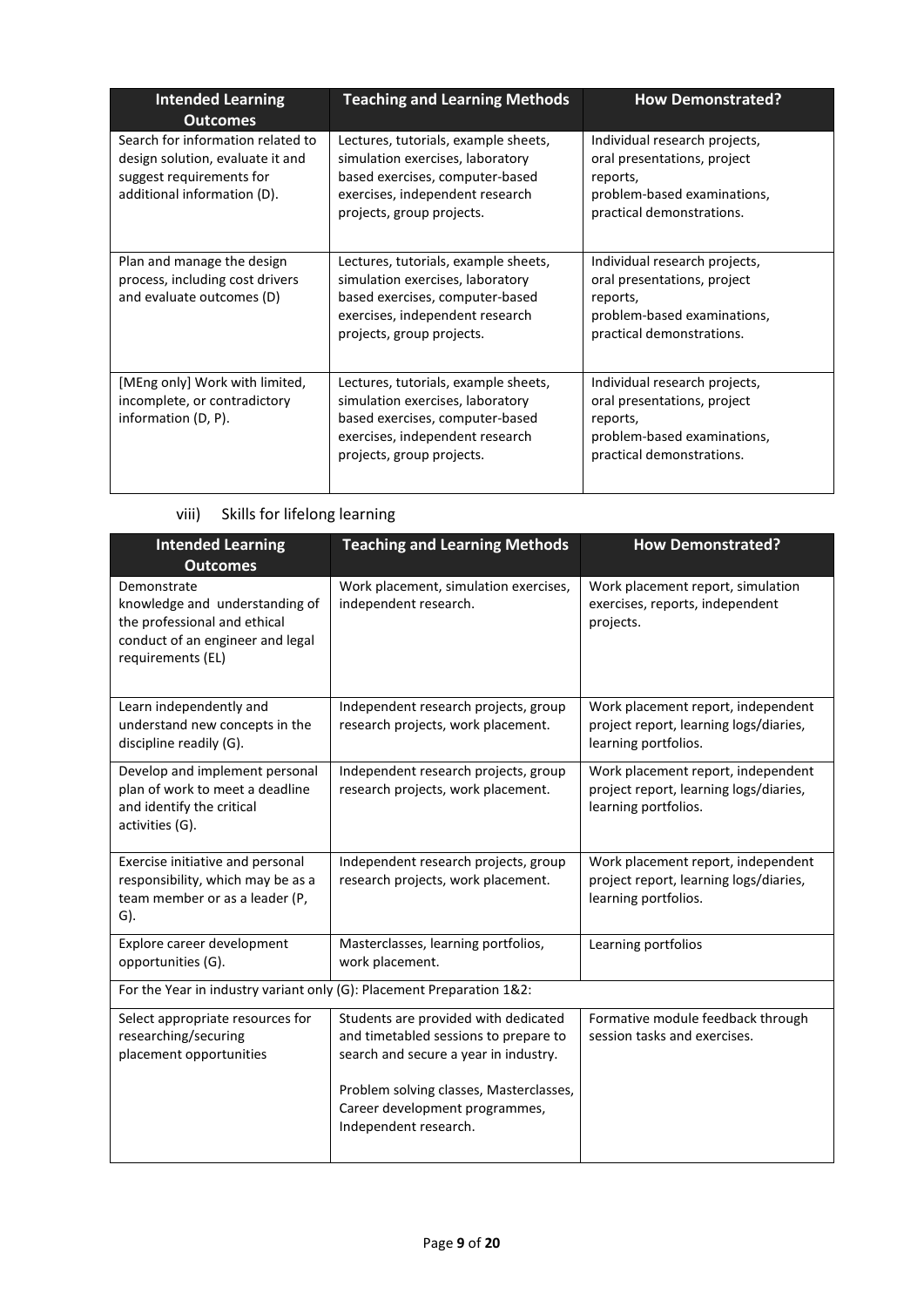| Intended Learning Outcomes | Teaching and Learning Methods | How Demonstrated? |
|---|---|---|
| Search for information related to design solution, evaluate it and suggest requirements for additional information (D). | Lectures, tutorials, example sheets, simulation exercises, laboratory based exercises, computer-based exercises, independent research projects, group projects. | Individual research projects, oral presentations, project reports, problem-based examinations, practical demonstrations. |
| Plan and manage the design process, including cost drivers and evaluate outcomes (D) | Lectures, tutorials, example sheets, simulation exercises, laboratory based exercises, computer-based exercises, independent research projects, group projects. | Individual research projects, oral presentations, project reports, problem-based examinations, practical demonstrations. |
| [MEng only] Work with limited, incomplete, or contradictory information (D, P). | Lectures, tutorials, example sheets, simulation exercises, laboratory based exercises, computer-based exercises, independent research projects, group projects. | Individual research projects, oral presentations, project reports, problem-based examinations, practical demonstrations. |

viii) Skills for lifelong learning

| Intended Learning Outcomes | Teaching and Learning Methods | How Demonstrated? |
|---|---|---|
| Demonstrate knowledge and understanding of the professional and ethical conduct of an engineer and legal requirements (EL) | Work placement, simulation exercises, independent research. | Work placement report, simulation exercises, reports, independent projects. |
| Learn independently and understand new concepts in the discipline readily (G). | Independent research projects, group research projects, work placement. | Work placement report, independent project report, learning logs/diaries, learning portfolios. |
| Develop and implement personal plan of work to meet a deadline and identify the critical activities (G). | Independent research projects, group research projects, work placement. | Work placement report, independent project report, learning logs/diaries, learning portfolios. |
| Exercise initiative and personal responsibility, which may be as a team member or as a leader (P, G). | Independent research projects, group research projects, work placement. | Work placement report, independent project report, learning logs/diaries, learning portfolios. |
| Explore career development opportunities (G). | Masterclasses, learning portfolios, work placement. | Learning portfolios |
| For the Year in industry variant only (G): Placement Preparation 1&2: | | |
| Select appropriate resources for researching/securing placement opportunities | Students are provided with dedicated and timetabled sessions to prepare to search and secure a year in industry. Problem solving classes, Masterclasses, Career development programmes, Independent research. | Formative module feedback through session tasks and exercises. |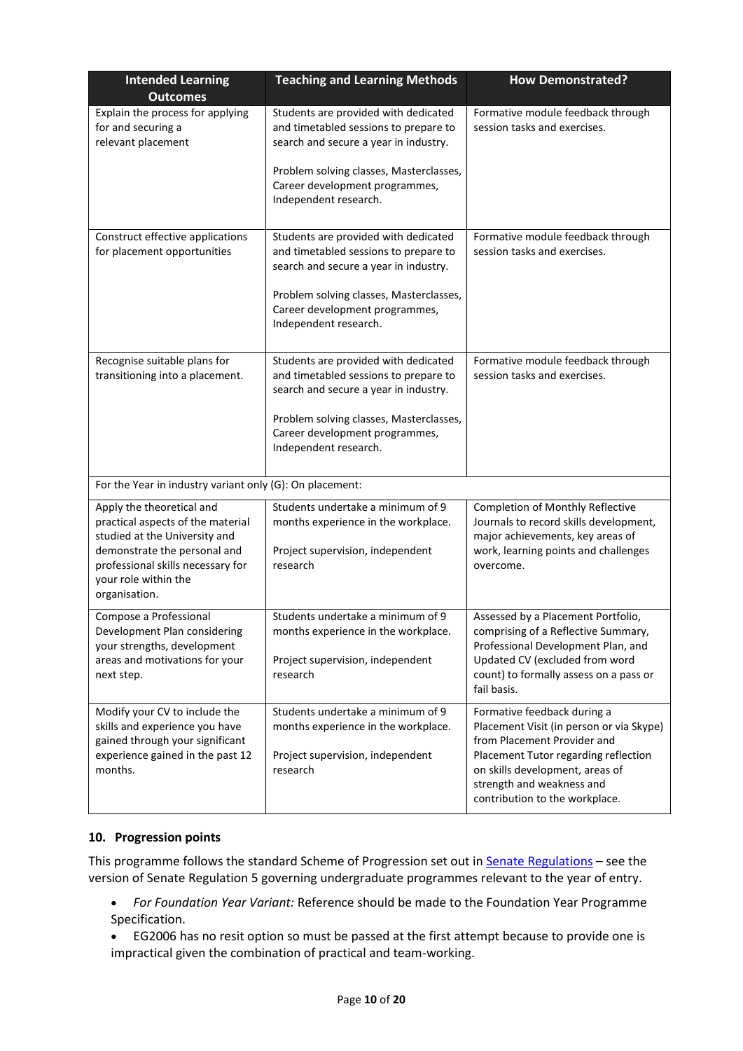| Intended Learning Outcomes | Teaching and Learning Methods | How Demonstrated? |
|---|---|---|
| Explain the process for applying for and securing a relevant placement | Students are provided with dedicated and timetabled sessions to prepare to search and secure a year in industry.<br><br>Problem solving classes, Masterclasses, Career development programmes, Independent research. | Formative module feedback through session tasks and exercises. |
| Construct effective applications for placement opportunities | Students are provided with dedicated and timetabled sessions to prepare to search and secure a year in industry.<br><br>Problem solving classes, Masterclasses, Career development programmes, Independent research. | Formative module feedback through session tasks and exercises. |
| Recognise suitable plans for transitioning into a placement. | Students are provided with dedicated and timetabled sessions to prepare to search and secure a year in industry.<br><br>Problem solving classes, Masterclasses, Career development programmes, Independent research. | Formative module feedback through session tasks and exercises. |
| For the Year in industry variant only (G): On placement: | | |
| Apply the theoretical and practical aspects of the material studied at the University and demonstrate the personal and professional skills necessary for your role within the organisation. | Students undertake a minimum of 9 months experience in the workplace.<br><br>Project supervision, independent research | Completion of Monthly Reflective Journals to record skills development, major achievements, key areas of work, learning points and challenges overcome. |
| Compose a Professional Development Plan considering your strengths, development areas and motivations for your next step. | Students undertake a minimum of 9 months experience in the workplace.<br><br>Project supervision, independent research | Assessed by a Placement Portfolio, comprising of a Reflective Summary, Professional Development Plan, and Updated CV (excluded from word count) to formally assess on a pass or fail basis. |
| Modify your CV to include the skills and experience you have gained through your significant experience gained in the past 12 months. | Students undertake a minimum of 9 months experience in the workplace.<br><br>Project supervision, independent research | Formative feedback during a Placement Visit (in person or via Skype) from Placement Provider and Placement Tutor regarding reflection on skills development, areas of strength and weakness and contribution to the workplace. |

### 10. Progression points

This programme follows the standard Scheme of Progression set out in Senate Regulations – see the version of Senate Regulation 5 governing undergraduate programmes relevant to the year of entry.

- *For Foundation Year Variant:* Reference should be made to the Foundation Year Programme Specification.
- EG2006 has no resit option so must be passed at the first attempt because to provide one is impractical given the combination of practical and team-working.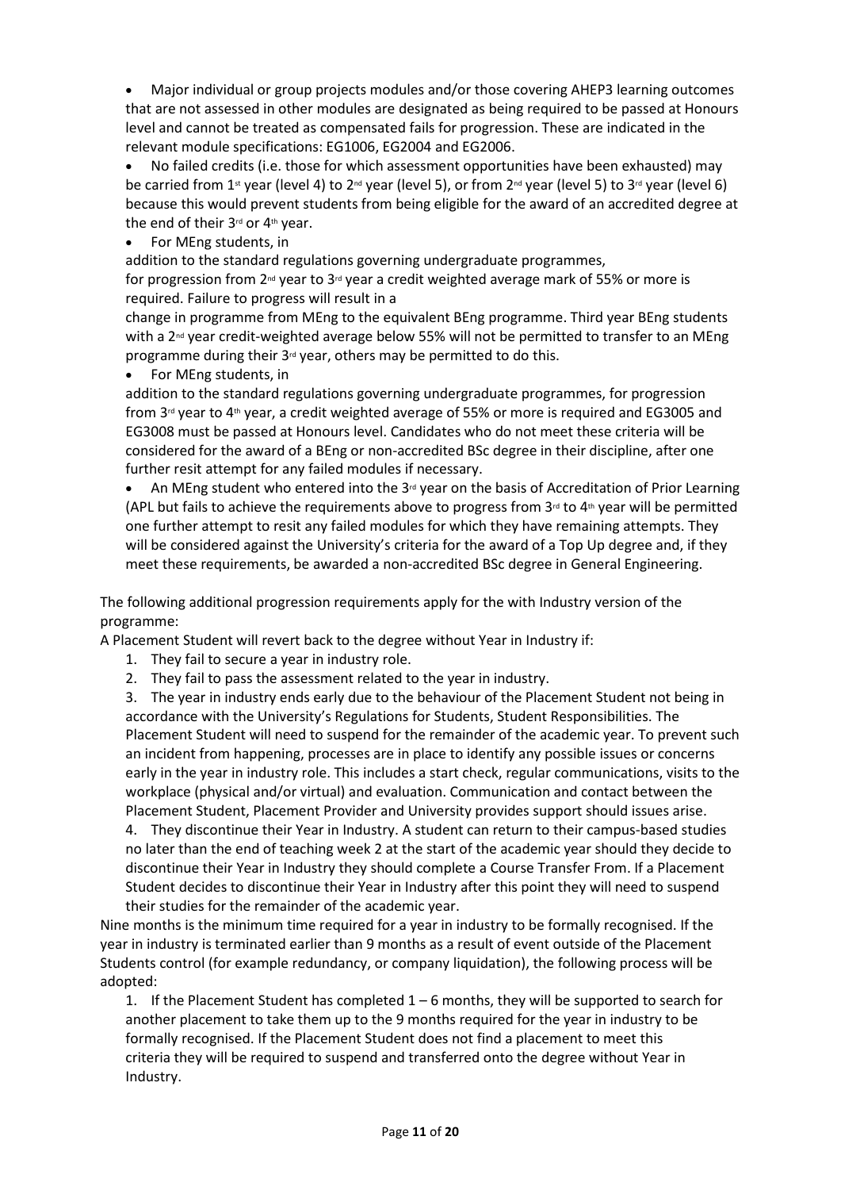- Major individual or group projects modules and/or those covering AHEP3 learning outcomes that are not assessed in other modules are designated as being required to be passed at Honours level and cannot be treated as compensated fails for progression. These are indicated in the relevant module specifications: EG1006, EG2004 and EG2006.
- No failed credits (i.e. those for which assessment opportunities have been exhausted) may be carried from 1st year (level 4) to 2nd year (level 5), or from 2nd year (level 5) to 3rd year (level 6) because this would prevent students from being eligible for the award of an accredited degree at the end of their 3rd or 4th year.
- For MEng students, in addition to the standard regulations governing undergraduate programmes, for progression from 2nd year to 3rd year a credit weighted average mark of 55% or more is required. Failure to progress will result in a change in programme from MEng to the equivalent BEng programme. Third year BEng students with a 2nd year credit-weighted average below 55% will not be permitted to transfer to an MEng programme during their 3rd year, others may be permitted to do this.
- For MEng students, in addition to the standard regulations governing undergraduate programmes, for progression from 3rd year to 4th year, a credit weighted average of 55% or more is required and EG3005 and EG3008 must be passed at Honours level. Candidates who do not meet these criteria will be considered for the award of a BEng or non-accredited BSc degree in their discipline, after one further resit attempt for any failed modules if necessary.
- An MEng student who entered into the 3rd year on the basis of Accreditation of Prior Learning (APL but fails to achieve the requirements above to progress from 3rd to 4th year will be permitted one further attempt to resit any failed modules for which they have remaining attempts. They will be considered against the University's criteria for the award of a Top Up degree and, if they meet these requirements, be awarded a non-accredited BSc degree in General Engineering.

The following additional progression requirements apply for the with Industry version of the programme:

A Placement Student will revert back to the degree without Year in Industry if:

1. They fail to secure a year in industry role.
2. They fail to pass the assessment related to the year in industry.
3. The year in industry ends early due to the behaviour of the Placement Student not being in accordance with the University's Regulations for Students, Student Responsibilities. The Placement Student will need to suspend for the remainder of the academic year. To prevent such an incident from happening, processes are in place to identify any possible issues or concerns early in the year in industry role. This includes a start check, regular communications, visits to the workplace (physical and/or virtual) and evaluation. Communication and contact between the Placement Student, Placement Provider and University provides support should issues arise.
4. They discontinue their Year in Industry. A student can return to their campus-based studies no later than the end of teaching week 2 at the start of the academic year should they decide to discontinue their Year in Industry they should complete a Course Transfer From. If a Placement Student decides to discontinue their Year in Industry after this point they will need to suspend their studies for the remainder of the academic year.

Nine months is the minimum time required for a year in industry to be formally recognised. If the year in industry is terminated earlier than 9 months as a result of event outside of the Placement Students control (for example redundancy, or company liquidation), the following process will be adopted:

1. If the Placement Student has completed 1 – 6 months, they will be supported to search for another placement to take them up to the 9 months required for the year in industry to be formally recognised. If the Placement Student does not find a placement to meet this criteria they will be required to suspend and transferred onto the degree without Year in Industry.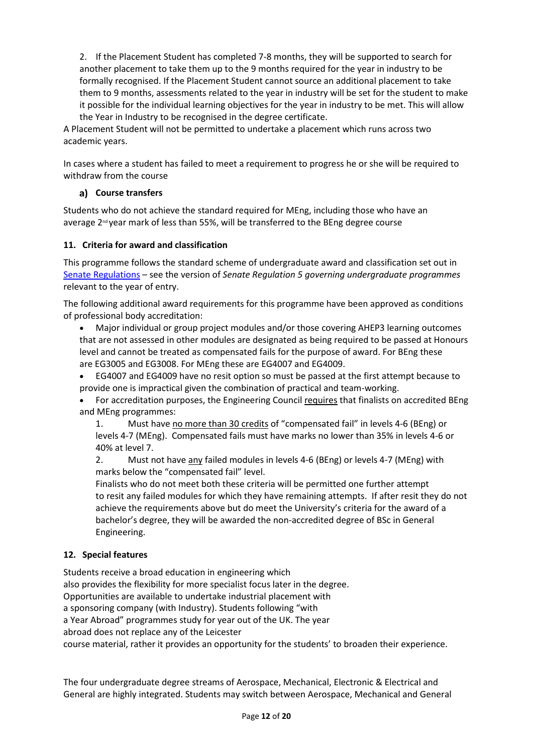2. If the Placement Student has completed 7-8 months, they will be supported to search for another placement to take them up to the 9 months required for the year in industry to be formally recognised. If the Placement Student cannot source an additional placement to take them to 9 months, assessments related to the year in industry will be set for the student to make it possible for the individual learning objectives for the year in industry to be met. This will allow the Year in Industry to be recognised in the degree certificate.

A Placement Student will not be permitted to undertake a placement which runs across two academic years.

In cases where a student has failed to meet a requirement to progress he or she will be required to withdraw from the course

### a) Course transfers

Students who do not achieve the standard required for MEng, including those who have an average 2nd year mark of less than 55%, will be transferred to the BEng degree course

### 11. Criteria for award and classification

This programme follows the standard scheme of undergraduate award and classification set out in Senate Regulations – see the version of *Senate Regulation 5 governing undergraduate programmes* relevant to the year of entry.

The following additional award requirements for this programme have been approved as conditions of professional body accreditation:

- Major individual or group project modules and/or those covering AHEP3 learning outcomes that are not assessed in other modules are designated as being required to be passed at Honours level and cannot be treated as compensated fails for the purpose of award. For BEng these are EG3005 and EG3008. For MEng these are EG4007 and EG4009.
- EG4007 and EG4009 have no resit option so must be passed at the first attempt because to provide one is impractical given the combination of practical and team-working.
- For accreditation purposes, the Engineering Council requires that finalists on accredited BEng and MEng programmes:

    1. Must have no more than 30 credits of "compensated fail" in levels 4-6 (BEng) or levels 4-7 (MEng). Compensated fails must have marks no lower than 35% in levels 4-6 or 40% at level 7.
    2. Must not have any failed modules in levels 4-6 (BEng) or levels 4-7 (MEng) with marks below the "compensated fail" level.

    Finalists who do not meet both these criteria will be permitted one further attempt to resit any failed modules for which they have remaining attempts. If after resit they do not achieve the requirements above but do meet the University's criteria for the award of a bachelor's degree, they will be awarded the non-accredited degree of BSc in General Engineering.

### 12. Special features

Students receive a broad education in engineering which also provides the flexibility for more specialist focus later in the degree. Opportunities are available to undertake industrial placement with a sponsoring company (with Industry). Students following "with a Year Abroad" programmes study for year out of the UK. The year abroad does not replace any of the Leicester course material, rather it provides an opportunity for the students' to broaden their experience.

The four undergraduate degree streams of Aerospace, Mechanical, Electronic & Electrical and General are highly integrated. Students may switch between Aerospace, Mechanical and General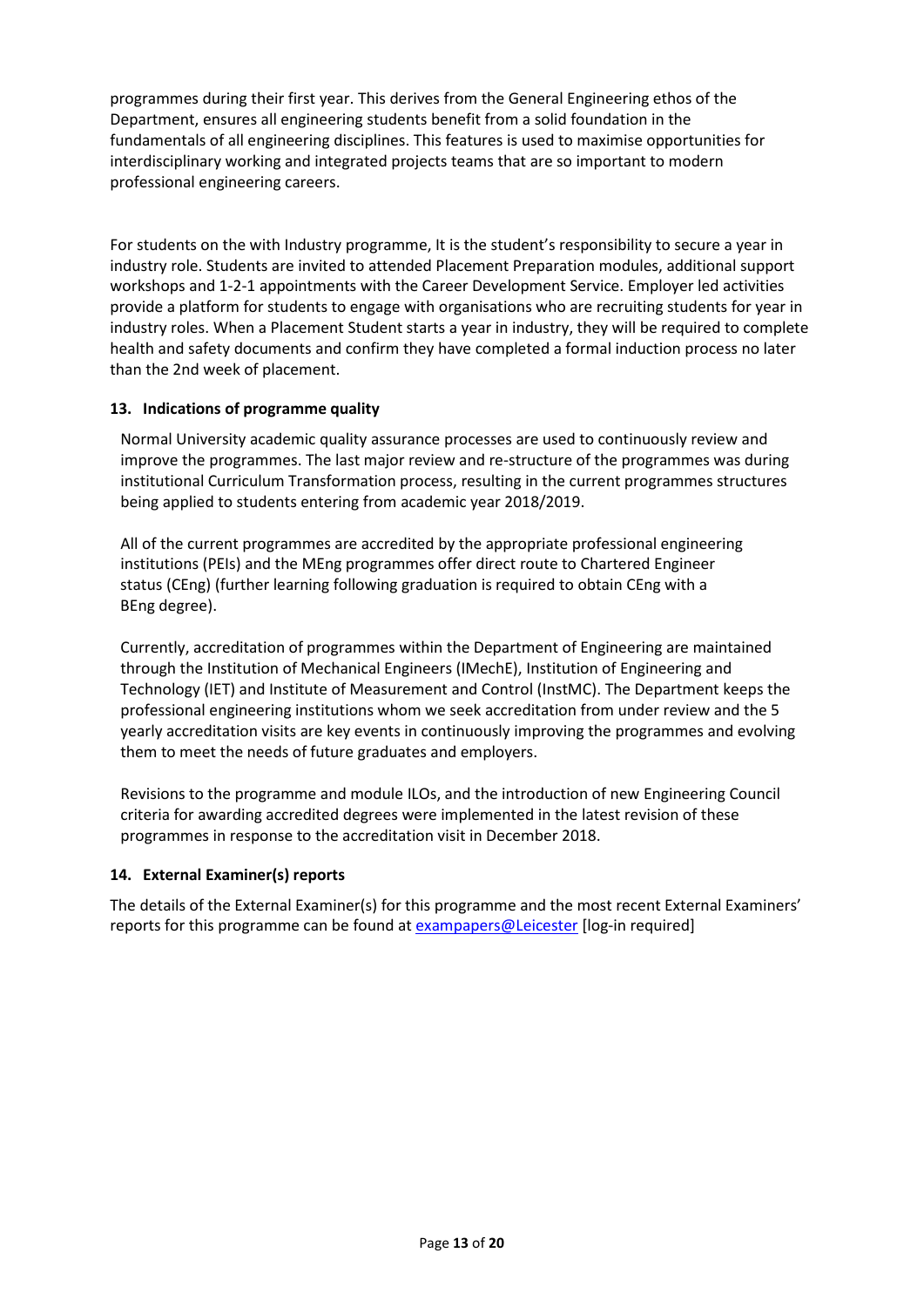programmes during their first year. This derives from the General Engineering ethos of the Department, ensures all engineering students benefit from a solid foundation in the fundamentals of all engineering disciplines. This features is used to maximise opportunities for interdisciplinary working and integrated projects teams that are so important to modern professional engineering careers.

For students on the with Industry programme, It is the student's responsibility to secure a year in industry role. Students are invited to attended Placement Preparation modules, additional support workshops and 1-2-1 appointments with the Career Development Service. Employer led activities provide a platform for students to engage with organisations who are recruiting students for year in industry roles. When a Placement Student starts a year in industry, they will be required to complete health and safety documents and confirm they have completed a formal induction process no later than the 2nd week of placement.

## 13. Indications of programme quality

Normal University academic quality assurance processes are used to continuously review and improve the programmes. The last major review and re-structure of the programmes was during institutional Curriculum Transformation process, resulting in the current programmes structures being applied to students entering from academic year 2018/2019.

All of the current programmes are accredited by the appropriate professional engineering institutions (PEIs) and the MEng programmes offer direct route to Chartered Engineer status (CEng) (further learning following graduation is required to obtain CEng with a BEng degree).

Currently, accreditation of programmes within the Department of Engineering are maintained through the Institution of Mechanical Engineers (IMechE), Institution of Engineering and Technology (IET) and Institute of Measurement and Control (InstMC). The Department keeps the professional engineering institutions whom we seek accreditation from under review and the 5 yearly accreditation visits are key events in continuously improving the programmes and evolving them to meet the needs of future graduates and employers.

Revisions to the programme and module ILOs, and the introduction of new Engineering Council criteria for awarding accredited degrees were implemented in the latest revision of these programmes in response to the accreditation visit in December 2018.

## 14. External Examiner(s) reports

The details of the External Examiner(s) for this programme and the most recent External Examiners' reports for this programme can be found at exampapers@Leicester [log-in required]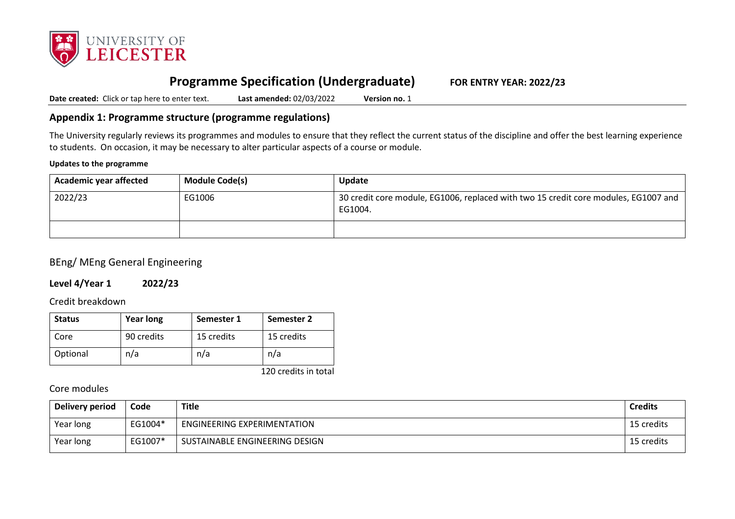# Programme Specification (Undergraduate) **FOR ENTRY YEAR: 2022/23**

**Date created:** Click or tap here to enter text. **Last amended:** 02/03/2022 **Version no.** 1

## Appendix 1: Programme structure (programme regulations)

The University regularly reviews its programmes and modules to ensure that they reflect the current status of the discipline and offer the best learning experience to students. On occasion, it may be necessary to alter particular aspects of a course or module.

**Updates to the programme**

| Academic year affected | Module Code(s) | Update |
|---|---|---|
| 2022/23 | EG1006 | 30 credit core module, EG1006, replaced with two 15 credit core modules, EG1007 and EG1004. |
| | | |

## BEng/ MEng General Engineering

### Level 4/Year 1 2022/23

Credit breakdown

| Status | Year long | Semester 1 | Semester 2 |
|---|---|---|---|
| Core | 90 credits | 15 credits | 15 credits |
| Optional | n/a | n/a | n/a |

120 credits in total

Core modules

| Delivery period | Code | Title | Credits |
|---|---|---|---|
| Year long | EG1004* | ENGINEERING EXPERIMENTATION | 15 credits |
| Year long | EG1007* | SUSTAINABLE ENGINEERING DESIGN | 15 credits |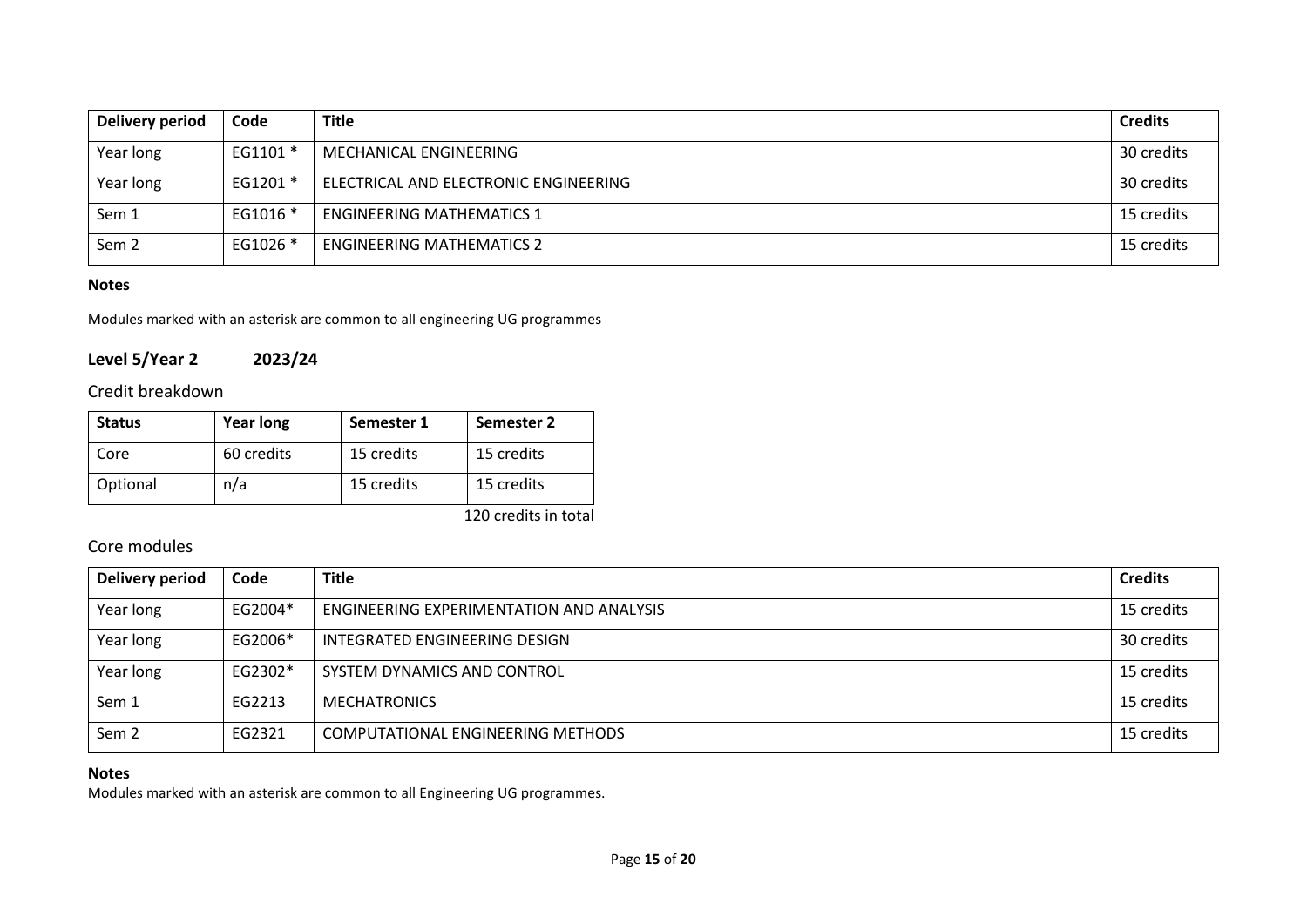| Delivery period | Code | Title | Credits |
|---|---|---|---|
| Year long | EG1101 * | MECHANICAL ENGINEERING | 30 credits |
| Year long | EG1201 * | ELECTRICAL AND ELECTRONIC ENGINEERING | 30 credits |
| Sem 1 | EG1016 * | ENGINEERING MATHEMATICS 1 | 15 credits |
| Sem 2 | EG1026 * | ENGINEERING MATHEMATICS 2 | 15 credits |

**Notes**

Modules marked with an asterisk are common to all engineering UG programmes

## Level 5/Year 2 2023/24

### Credit breakdown

| Status | Year long | Semester 1 | Semester 2 |
|---|---|---|---|
| Core | 60 credits | 15 credits | 15 credits |
| Optional | n/a | 15 credits | 15 credits |

120 credits in total

### Core modules

| Delivery period | Code | Title | Credits |
|---|---|---|---|
| Year long | EG2004* | ENGINEERING EXPERIMENTATION AND ANALYSIS | 15 credits |
| Year long | EG2006* | INTEGRATED ENGINEERING DESIGN | 30 credits |
| Year long | EG2302* | SYSTEM DYNAMICS AND CONTROL | 15 credits |
| Sem 1 | EG2213 | MECHATRONICS | 15 credits |
| Sem 2 | EG2321 | COMPUTATIONAL ENGINEERING METHODS | 15 credits |

**Notes**

Modules marked with an asterisk are common to all Engineering UG programmes.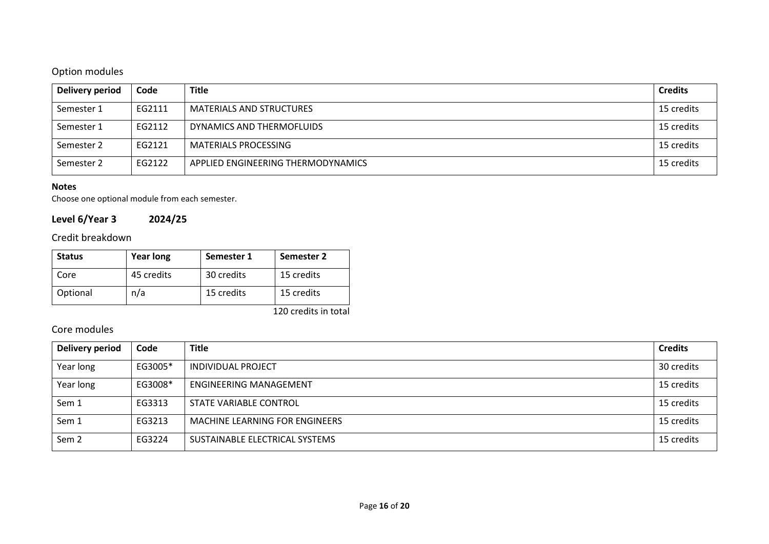## Option modules

| Delivery period | Code | Title | Credits |
| --- | --- | --- | --- |
| Semester 1 | EG2111 | MATERIALS AND STRUCTURES | 15 credits |
| Semester 1 | EG2112 | DYNAMICS AND THERMOFLUIDS | 15 credits |
| Semester 2 | EG2121 | MATERIALS PROCESSING | 15 credits |
| Semester 2 | EG2122 | APPLIED ENGINEERING THERMODYNAMICS | 15 credits |

**Notes**

Choose one optional module from each semester.

### Level 6/Year 3 2024/25

## Credit breakdown

| Status | Year long | Semester 1 | Semester 2 |
| --- | --- | --- | --- |
| Core | 45 credits | 30 credits | 15 credits |
| Optional | n/a | 15 credits | 15 credits |

120 credits in total

## Core modules

| Delivery period | Code | Title | Credits |
| --- | --- | --- | --- |
| Year long | EG3005* | INDIVIDUAL PROJECT | 30 credits |
| Year long | EG3008* | ENGINEERING MANAGEMENT | 15 credits |
| Sem 1 | EG3313 | STATE VARIABLE CONTROL | 15 credits |
| Sem 1 | EG3213 | MACHINE LEARNING FOR ENGINEERS | 15 credits |
| Sem 2 | EG3224 | SUSTAINABLE ELECTRICAL SYSTEMS | 15 credits |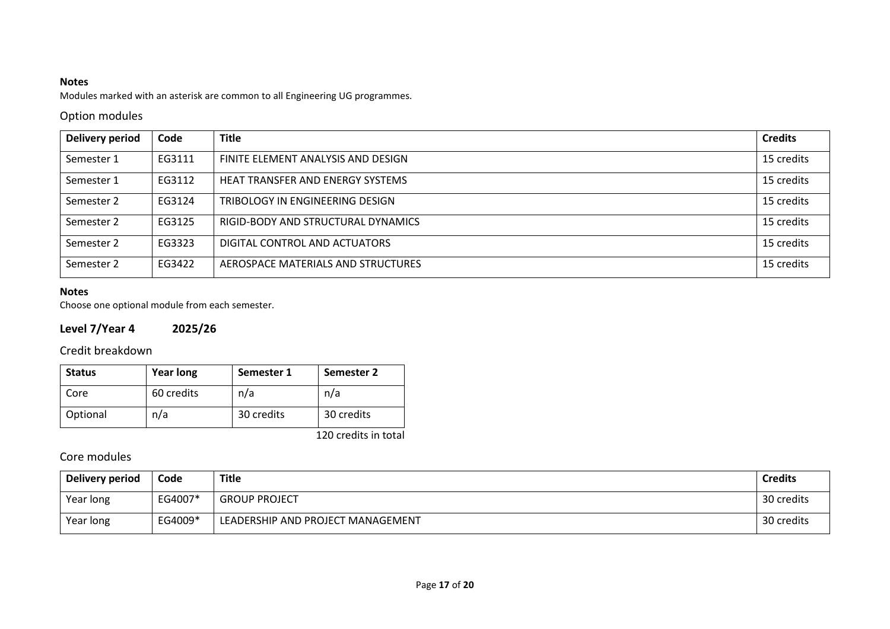**Notes**

Modules marked with an asterisk are common to all Engineering UG programmes.

### Option modules

| Delivery period | Code | Title | Credits |
|---|---|---|---|
| Semester 1 | EG3111 | FINITE ELEMENT ANALYSIS AND DESIGN | 15 credits |
| Semester 1 | EG3112 | HEAT TRANSFER AND ENERGY SYSTEMS | 15 credits |
| Semester 2 | EG3124 | TRIBOLOGY IN ENGINEERING DESIGN | 15 credits |
| Semester 2 | EG3125 | RIGID-BODY AND STRUCTURAL DYNAMICS | 15 credits |
| Semester 2 | EG3323 | DIGITAL CONTROL AND ACTUATORS | 15 credits |
| Semester 2 | EG3422 | AEROSPACE MATERIALS AND STRUCTURES | 15 credits |

**Notes**

Choose one optional module from each semester.

## Level 7/Year 4 2025/26

### Credit breakdown

| Status | Year long | Semester 1 | Semester 2 |
|---|---|---|---|
| Core | 60 credits | n/a | n/a |
| Optional | n/a | 30 credits | 30 credits |

120 credits in total

### Core modules

| Delivery period | Code | Title | Credits |
|---|---|---|---|
| Year long | EG4007* | GROUP PROJECT | 30 credits |
| Year long | EG4009* | LEADERSHIP AND PROJECT MANAGEMENT | 30 credits |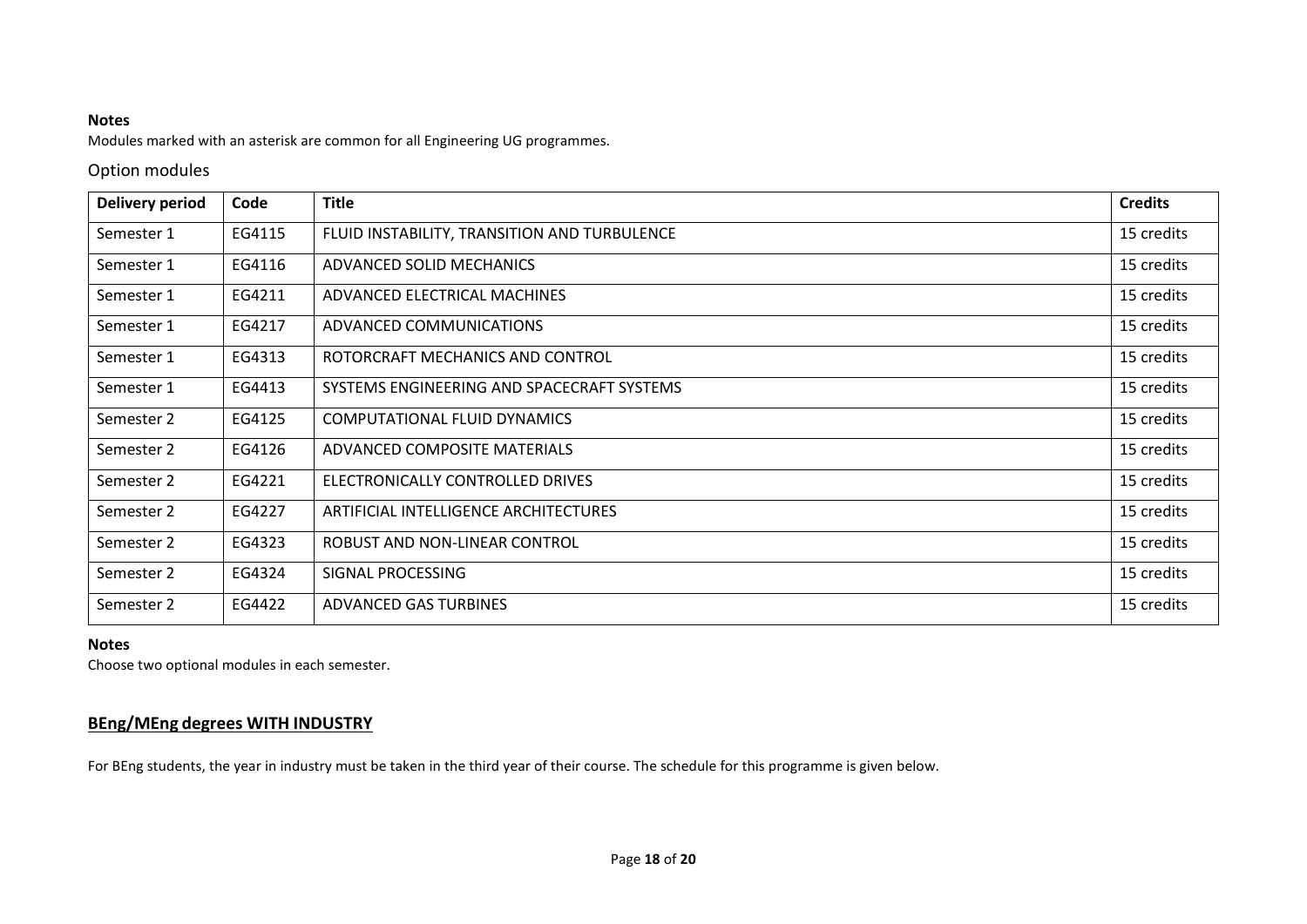**Notes**

Modules marked with an asterisk are common for all Engineering UG programmes.

## Option modules

| Delivery period | Code | Title | Credits |
|---|---|---|---|
| Semester 1 | EG4115 | FLUID INSTABILITY, TRANSITION AND TURBULENCE | 15 credits |
| Semester 1 | EG4116 | ADVANCED SOLID MECHANICS | 15 credits |
| Semester 1 | EG4211 | ADVANCED ELECTRICAL MACHINES | 15 credits |
| Semester 1 | EG4217 | ADVANCED COMMUNICATIONS | 15 credits |
| Semester 1 | EG4313 | ROTORCRAFT MECHANICS AND CONTROL | 15 credits |
| Semester 1 | EG4413 | SYSTEMS ENGINEERING AND SPACECRAFT SYSTEMS | 15 credits |
| Semester 2 | EG4125 | COMPUTATIONAL FLUID DYNAMICS | 15 credits |
| Semester 2 | EG4126 | ADVANCED COMPOSITE MATERIALS | 15 credits |
| Semester 2 | EG4221 | ELECTRONICALLY CONTROLLED DRIVES | 15 credits |
| Semester 2 | EG4227 | ARTIFICIAL INTELLIGENCE ARCHITECTURES | 15 credits |
| Semester 2 | EG4323 | ROBUST AND NON-LINEAR CONTROL | 15 credits |
| Semester 2 | EG4324 | SIGNAL PROCESSING | 15 credits |
| Semester 2 | EG4422 | ADVANCED GAS TURBINES | 15 credits |

**Notes**

Choose two optional modules in each semester.

## BEng/MEng degrees WITH INDUSTRY

For BEng students, the year in industry must be taken in the third year of their course. The schedule for this programme is given below.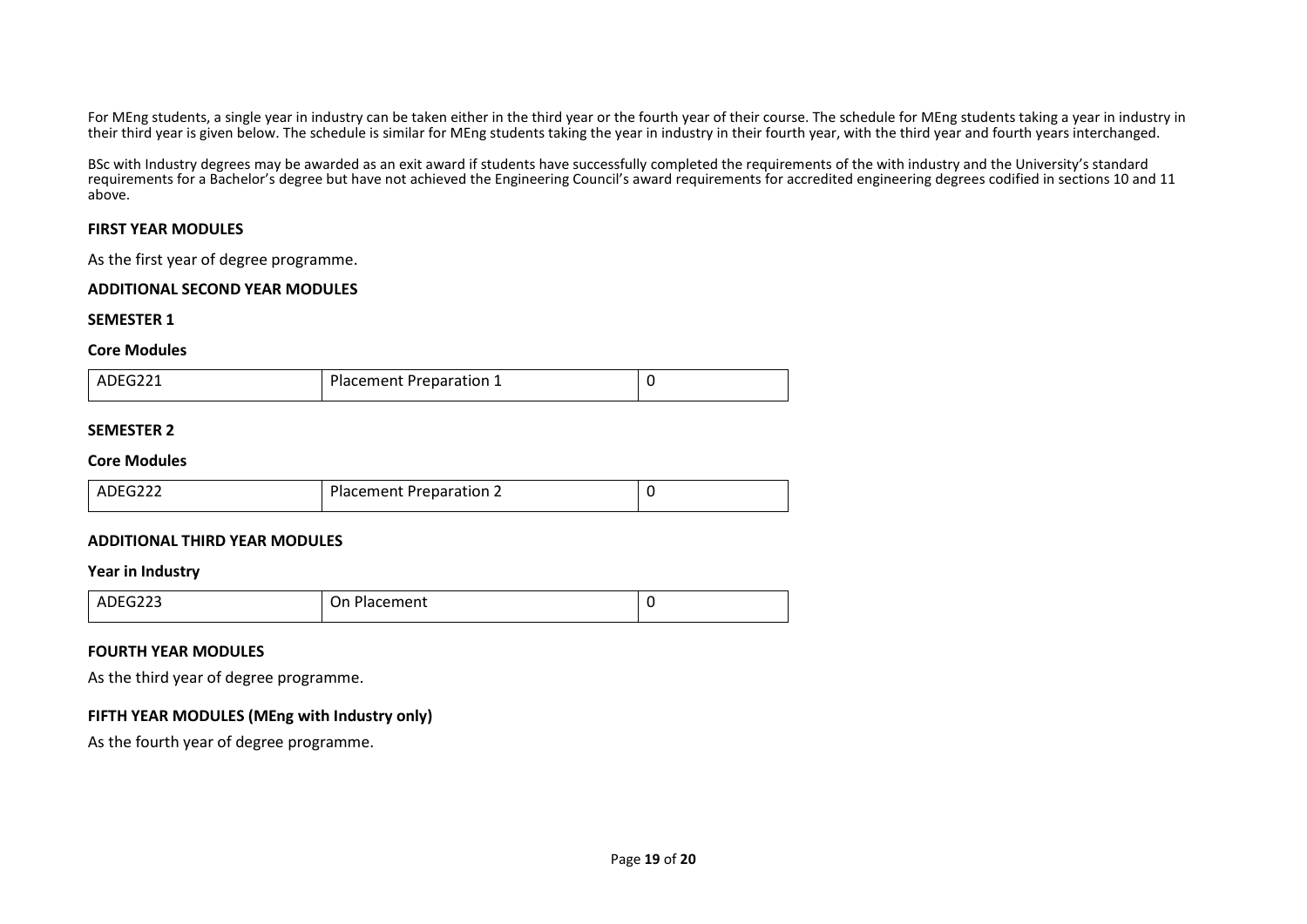For MEng students, a single year in industry can be taken either in the third year or the fourth year of their course. The schedule for MEng students taking a year in industry in their third year is given below. The schedule is similar for MEng students taking the year in industry in their fourth year, with the third year and fourth years interchanged.

BSc with Industry degrees may be awarded as an exit award if students have successfully completed the requirements of the with industry and the University's standard requirements for a Bachelor's degree but have not achieved the Engineering Council's award requirements for accredited engineering degrees codified in sections 10 and 11 above.

**FIRST YEAR MODULES**

As the first year of degree programme.

**ADDITIONAL SECOND YEAR MODULES**

**SEMESTER 1**

**Core Modules**

| ADEG221 | Placement Preparation 1 | 0 |
|---|---|---|

**SEMESTER 2**

**Core Modules**

| ADEG222 | Placement Preparation 2 | 0 |
|---|---|---|

**ADDITIONAL THIRD YEAR MODULES**

**Year in Industry**

| ADEG223 | On Placement | 0 |
|---|---|---|

**FOURTH YEAR MODULES**

As the third year of degree programme.

**FIFTH YEAR MODULES (MEng with Industry only)**

As the fourth year of degree programme.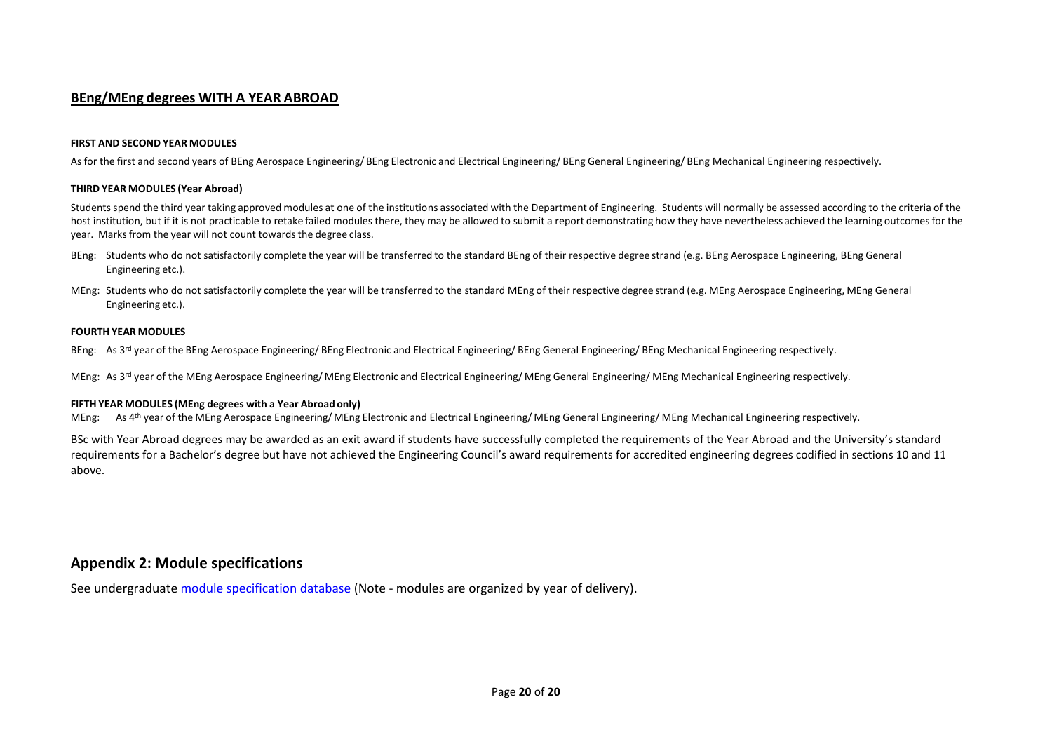## **BEng/MEng degrees WITH A YEAR ABROAD**

**FIRST AND SECOND YEAR MODULES**

As for the first and second years of BEng Aerospace Engineering/ BEng Electronic and Electrical Engineering/ BEng General Engineering/ BEng Mechanical Engineering respectively.

**THIRD YEAR MODULES (Year Abroad)**

Students spend the third year taking approved modules at one of the institutions associated with the Department of Engineering. Students will normally be assessed according to the criteria of the host institution, but if it is not practicable to retake failed modules there, they may be allowed to submit a report demonstrating how they have nevertheless achieved the learning outcomes for the year. Marks from the year will not count towards the degree class.

BEng: Students who do not satisfactorily complete the year will be transferred to the standard BEng of their respective degree strand (e.g. BEng Aerospace Engineering, BEng General Engineering etc.).

MEng: Students who do not satisfactorily complete the year will be transferred to the standard MEng of their respective degree strand (e.g. MEng Aerospace Engineering, MEng General Engineering etc.).

**FOURTH YEAR MODULES**

BEng: As 3rd year of the BEng Aerospace Engineering/ BEng Electronic and Electrical Engineering/ BEng General Engineering/ BEng Mechanical Engineering respectively.

MEng: As 3rd year of the MEng Aerospace Engineering/ MEng Electronic and Electrical Engineering/ MEng General Engineering/ MEng Mechanical Engineering respectively.

**FIFTH YEAR MODULES (MEng degrees with a Year Abroad only)**

MEng: As 4th year of the MEng Aerospace Engineering/ MEng Electronic and Electrical Engineering/ MEng General Engineering/ MEng Mechanical Engineering respectively.

BSc with Year Abroad degrees may be awarded as an exit award if students have successfully completed the requirements of the Year Abroad and the University's standard requirements for a Bachelor's degree but have not achieved the Engineering Council's award requirements for accredited engineering degrees codified in sections 10 and 11 above.

## **Appendix 2: Module specifications**

See undergraduate module specification database (Note - modules are organized by year of delivery).